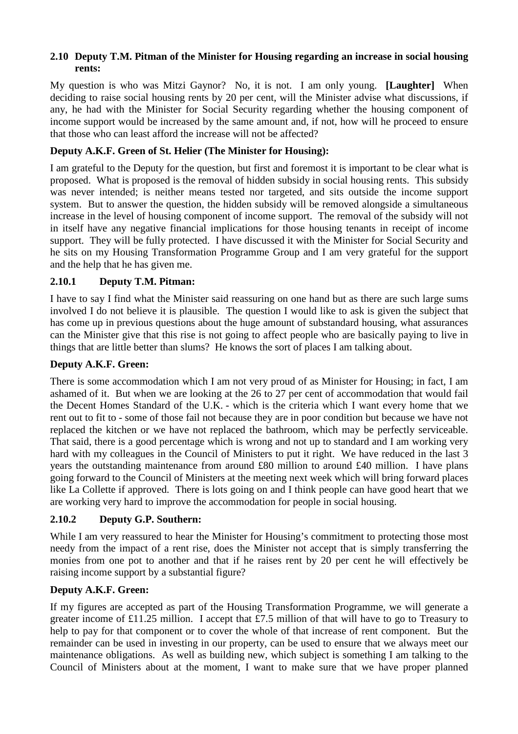### 2.10 Deputy T.M. Pitman of the Minister for Housing regarding an increase in social housing rents:

My question is who was Mitzi Gaynor? No, it is not. I am only young. **[Laughter]** When deciding to raise social housing rents by 20 per cent, will the Minister advise what discussions, if any, he had with the Minister for Social Security regarding whether the housing component of income support would be increased by the same amount and, if not, how will he proceed to ensure that those who can least afford the increase will not be affected?

**Deputy A.K.F. Green of St. Helier (The Minister for Housing):**

I am grateful to the Deputy for the question, but first and foremost it is important to be clear what is proposed. What is proposed is the removal of hidden subsidy in social housing rents. This subsidy was never intended; is neither means tested nor targeted, and sits outside the income support system. But to answer the question, the hidden subsidy will be removed alongside a simultaneous increase in the level of housing component of income support. The removal of the subsidy will not in itself have any negative financial implications for those housing tenants in receipt of income support. They will be fully protected. I have discussed it with the Minister for Social Security and he sits on my Housing Transformation Programme Group and I am very grateful for the support and the help that he has given me.

#### 2.10.1 Deputy T.M. Pitman:

I have to say I find what the Minister said reassuring on one hand but as there are such large sums involved I do not believe it is plausible. The question I would like to ask is given the subject that has come up in previous questions about the huge amount of substandard housing, what assurances can the Minister give that this rise is not going to affect people who are basically paying to live in things that are little better than slums? He knows the sort of places I am talking about.

**Deputy A.K.F. Green:**

There is some accommodation which I am not very proud of as Minister for Housing; in fact, I am ashamed of it. But when we are looking at the 26 to 27 per cent of accommodation that would fail the Decent Homes Standard of the U.K. - which is the criteria which I want every home that we rent out to fit to - some of those fail not because they are in poor condition but because we have not replaced the kitchen or we have not replaced the bathroom, which may be perfectly serviceable. That said, there is a good percentage which is wrong and not up to standard and I am working very hard with my colleagues in the Council of Ministers to put it right. We have reduced in the last 3 years the outstanding maintenance from around £80 million to around £40 million. I have plans going forward to the Council of Ministers at the meeting next week which will bring forward places like La Collette if approved. There is lots going on and I think people can have good heart that we are working very hard to improve the accommodation for people in social housing.

#### 2.10.2 Deputy G.P. Southern:

While I am very reassured to hear the Minister for Housing's commitment to protecting those most needy from the impact of a rent rise, does the Minister not accept that is simply transferring the monies from one pot to another and that if he raises rent by 20 per cent he will effectively be raising income support by a substantial figure?

**Deputy A.K.F. Green:**

If my figures are accepted as part of the Housing Transformation Programme, we will generate a greater income of £11.25 million. I accept that £7.5 million of that will have to go to Treasury to help to pay for that component or to cover the whole of that increase of rent component. But the remainder can be used in investing in our property, can be used to ensure that we always meet our maintenance obligations. As well as building new, which subject is something I am talking to the Council of Ministers about at the moment, I want to make sure that we have proper planned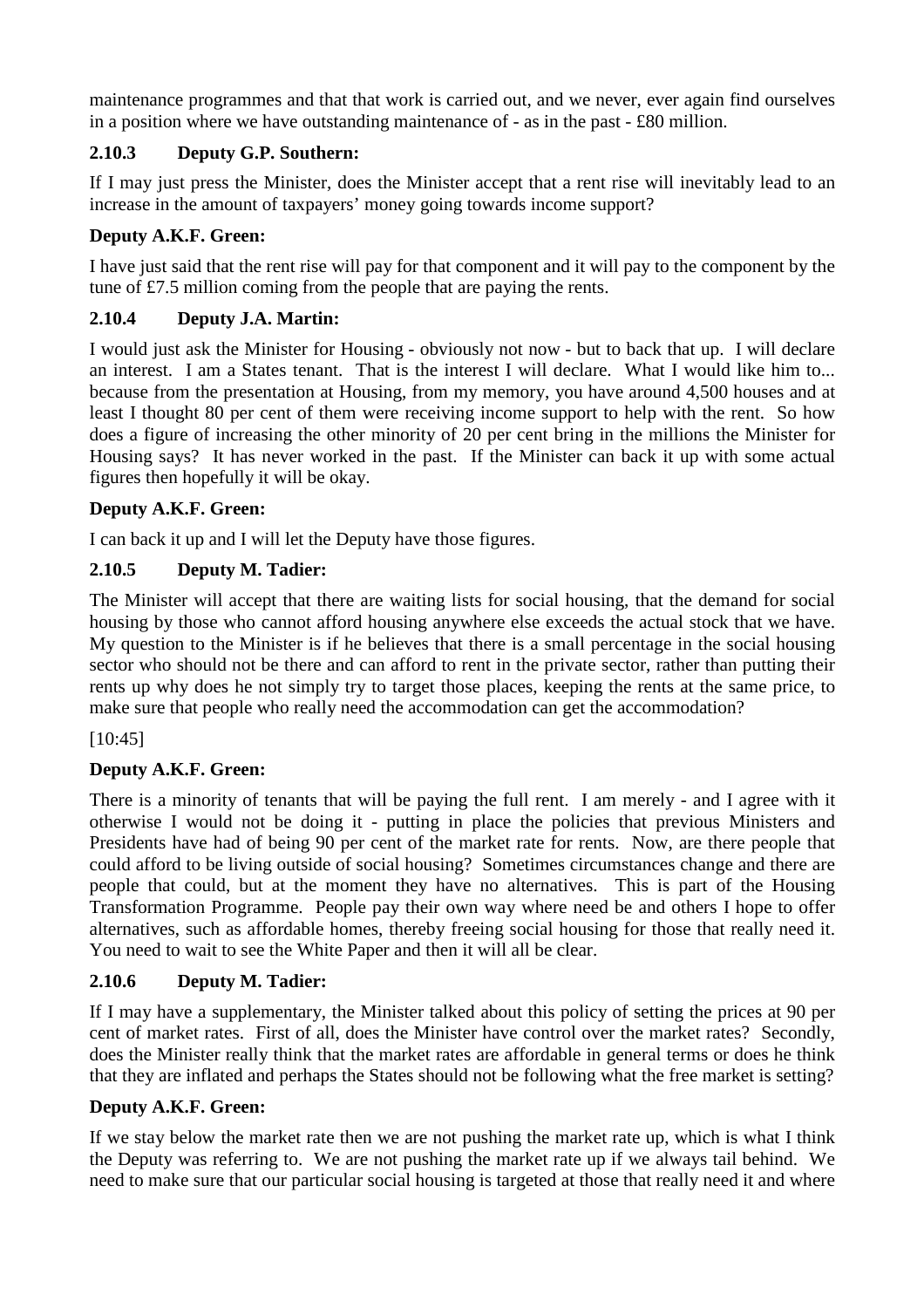maintenance programmes and that that work is carried out, and we never, ever again find ourselves in a position where we have outstanding maintenance of - as in the past - £80 million.

### 2.10.3 Deputy G.P. Southern:

If I may just press the Minister, does the Minister accept that a rent rise will inevitably lead to an increase in the amount of taxpayers' money going towards income support?

**Deputy A.K.F. Green:**

I have just said that the rent rise will pay for that component and it will pay to the component by the tune of £7.5 million coming from the people that are paying the rents.

### 2.10.4 Deputy J.A. Martin:

I would just ask the Minister for Housing - obviously not now - but to back that up. I will declare an interest. I am a States tenant. That is the interest I will declare. What I would like him to... because from the presentation at Housing, from my memory, you have around 4,500 houses and at least I thought 80 per cent of them were receiving income support to help with the rent. So how does a figure of increasing the other minority of 20 per cent bring in the millions the Minister for Housing says? It has never worked in the past. If the Minister can back it up with some actual figures then hopefully it will be okay.

**Deputy A.K.F. Green:**

I can back it up and I will let the Deputy have those figures.

### 2.10.5 Deputy M. Tadier:

The Minister will accept that there are waiting lists for social housing, that the demand for social housing by those who cannot afford housing anywhere else exceeds the actual stock that we have. My question to the Minister is if he believes that there is a small percentage in the social housing sector who should not be there and can afford to rent in the private sector, rather than putting their rents up why does he not simply try to target those places, keeping the rents at the same price, to make sure that people who really need the accommodation can get the accommodation?

[10:45]

**Deputy A.K.F. Green:**

There is a minority of tenants that will be paying the full rent. I am merely - and I agree with it otherwise I would not be doing it - putting in place the policies that previous Ministers and Presidents have had of being 90 per cent of the market rate for rents. Now, are there people that could afford to be living outside of social housing? Sometimes circumstances change and there are people that could, but at the moment they have no alternatives. This is part of the Housing Transformation Programme. People pay their own way where need be and others I hope to offer alternatives, such as affordable homes, thereby freeing social housing for those that really need it. You need to wait to see the White Paper and then it will all be clear.

### 2.10.6 Deputy M. Tadier:

If I may have a supplementary, the Minister talked about this policy of setting the prices at 90 per cent of market rates. First of all, does the Minister have control over the market rates? Secondly, does the Minister really think that the market rates are affordable in general terms or does he think that they are inflated and perhaps the States should not be following what the free market is setting?

**Deputy A.K.F. Green:**

If we stay below the market rate then we are not pushing the market rate up, which is what I think the Deputy was referring to. We are not pushing the market rate up if we always tail behind. We need to make sure that our particular social housing is targeted at those that really need it and where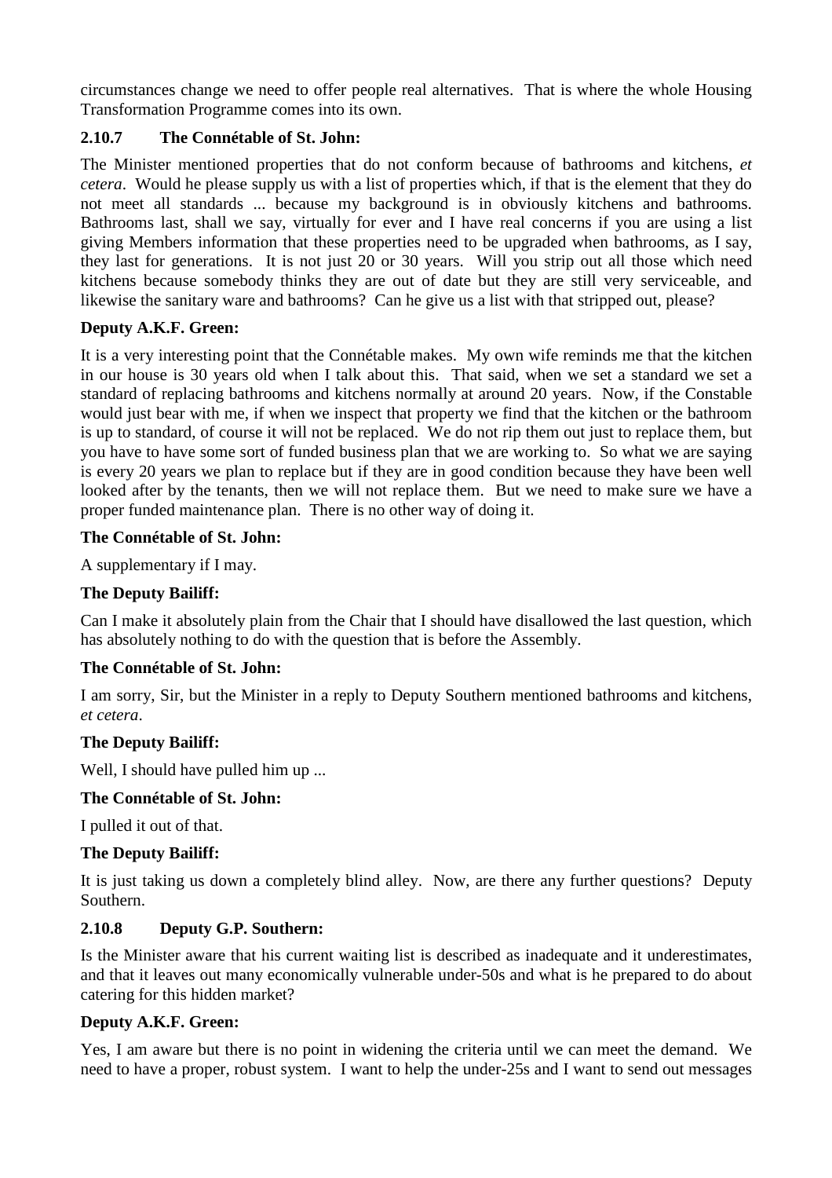circumstances change we need to offer people real alternatives. That is where the whole Housing Transformation Programme comes into its own.

### 2.10.7 The Connétable of St. John:

The Minister mentioned properties that do not conform because of bathrooms and kitchens, *et cetera*. Would he please supply us with a list of properties which, if that is the element that they do not meet all standards ... because my background is in obviously kitchens and bathrooms. Bathrooms last, shall we say, virtually for ever and I have real concerns if you are using a list giving Members information that these properties need to be upgraded when bathrooms, as I say, they last for generations. It is not just 20 or 30 years. Will you strip out all those which need kitchens because somebody thinks they are out of date but they are still very serviceable, and likewise the sanitary ware and bathrooms? Can he give us a list with that stripped out, please?

**Deputy A.K.F. Green:**

It is a very interesting point that the Connétable makes. My own wife reminds me that the kitchen in our house is 30 years old when I talk about this. That said, when we set a standard we set a standard of replacing bathrooms and kitchens normally at around 20 years. Now, if the Constable would just bear with me, if when we inspect that property we find that the kitchen or the bathroom is up to standard, of course it will not be replaced. We do not rip them out just to replace them, but you have to have some sort of funded business plan that we are working to. So what we are saying is every 20 years we plan to replace but if they are in good condition because they have been well looked after by the tenants, then we will not replace them. But we need to make sure we have a proper funded maintenance plan. There is no other way of doing it.

**The Connétable of St. John:**

A supplementary if I may.

**The Deputy Bailiff:**

Can I make it absolutely plain from the Chair that I should have disallowed the last question, which has absolutely nothing to do with the question that is before the Assembly.

**The Connétable of St. John:**

I am sorry, Sir, but the Minister in a reply to Deputy Southern mentioned bathrooms and kitchens, *et cetera*.

**The Deputy Bailiff:**

Well, I should have pulled him up ...

**The Connétable of St. John:**

I pulled it out of that.

**The Deputy Bailiff:**

It is just taking us down a completely blind alley. Now, are there any further questions? Deputy Southern.

### 2.10.8 Deputy G.P. Southern:

Is the Minister aware that his current waiting list is described as inadequate and it underestimates, and that it leaves out many economically vulnerable under-50s and what is he prepared to do about catering for this hidden market?

**Deputy A.K.F. Green:**

Yes, I am aware but there is no point in widening the criteria until we can meet the demand. We need to have a proper, robust system. I want to help the under-25s and I want to send out messages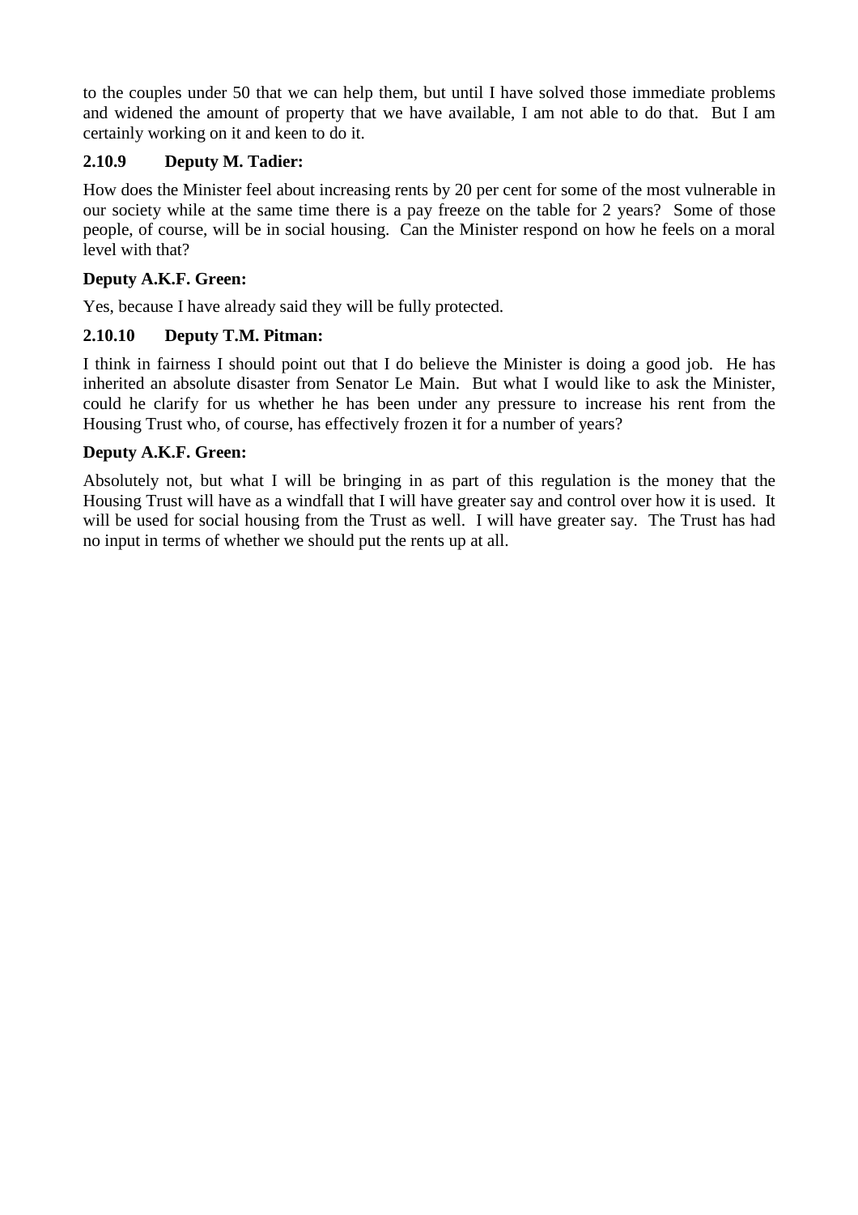to the couples under 50 that we can help them, but until I have solved those immediate problems and widened the amount of property that we have available, I am not able to do that. But I am certainly working on it and keen to do it.

**2.10.9 Deputy M. Tadier:**

How does the Minister feel about increasing rents by 20 per cent for some of the most vulnerable in our society while at the same time there is a pay freeze on the table for 2 years? Some of those people, of course, will be in social housing. Can the Minister respond on how he feels on a moral level with that?

**Deputy A.K.F. Green:**

Yes, because I have already said they will be fully protected.

**2.10.10 Deputy T.M. Pitman:**

I think in fairness I should point out that I do believe the Minister is doing a good job. He has inherited an absolute disaster from Senator Le Main. But what I would like to ask the Minister, could he clarify for us whether he has been under any pressure to increase his rent from the Housing Trust who, of course, has effectively frozen it for a number of years?

**Deputy A.K.F. Green:**

Absolutely not, but what I will be bringing in as part of this regulation is the money that the Housing Trust will have as a windfall that I will have greater say and control over how it is used. It will be used for social housing from the Trust as well. I will have greater say. The Trust has had no input in terms of whether we should put the rents up at all.